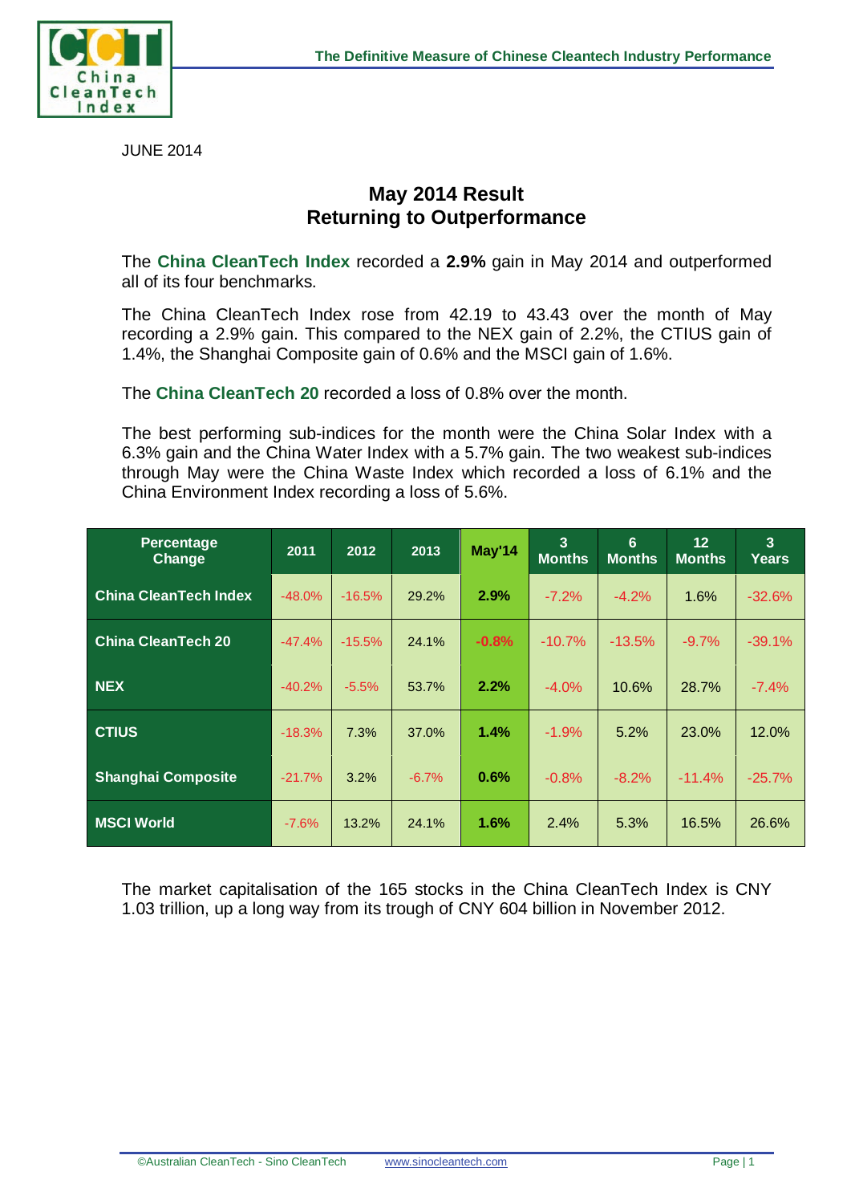JUNE 2014

## May 2014 Result
## Returning to Outperformance

The **China CleanTech Index** recorded a **2.9%** gain in May 2014 and outperformed all of its four benchmarks.

The China CleanTech Index rose from 42.19 to 43.43 over the month of May recording a 2.9% gain. This compared to the NEX gain of 2.2%, the CTIUS gain of 1.4%, the Shanghai Composite gain of 0.6% and the MSCI gain of 1.6%.

The **China CleanTech 20** recorded a loss of 0.8% over the month.

The best performing sub-indices for the month were the China Solar Index with a 6.3% gain and the China Water Index with a 5.7% gain. The two weakest sub-indices through May were the China Waste Index which recorded a loss of 6.1% and the China Environment Index recording a loss of 5.6%.

| Percentage Change | 2011 | 2012 | 2013 | May'14 | 3 Months | 6 Months | 12 Months | 3 Years |
|---|---|---|---|---|---|---|---|---|
| China CleanTech Index | -48.0% | -16.5% | 29.2% | **2.9%** | -7.2% | -4.2% | 1.6% | -32.6% |
| China CleanTech 20 | -47.4% | -15.5% | 24.1% | **-0.8%** | -10.7% | -13.5% | -9.7% | -39.1% |
| NEX | -40.2% | -5.5% | 53.7% | **2.2%** | -4.0% | 10.6% | 28.7% | -7.4% |
| CTIUS | -18.3% | 7.3% | 37.0% | **1.4%** | -1.9% | 5.2% | 23.0% | 12.0% |
| Shanghai Composite | -21.7% | 3.2% | -6.7% | **0.6%** | -0.8% | -8.2% | -11.4% | -25.7% |
| MSCI World | -7.6% | 13.2% | 24.1% | **1.6%** | 2.4% | 5.3% | 16.5% | 26.6% |

The market capitalisation of the 165 stocks in the China CleanTech Index is CNY 1.03 trillion, up a long way from its trough of CNY 604 billion in November 2012.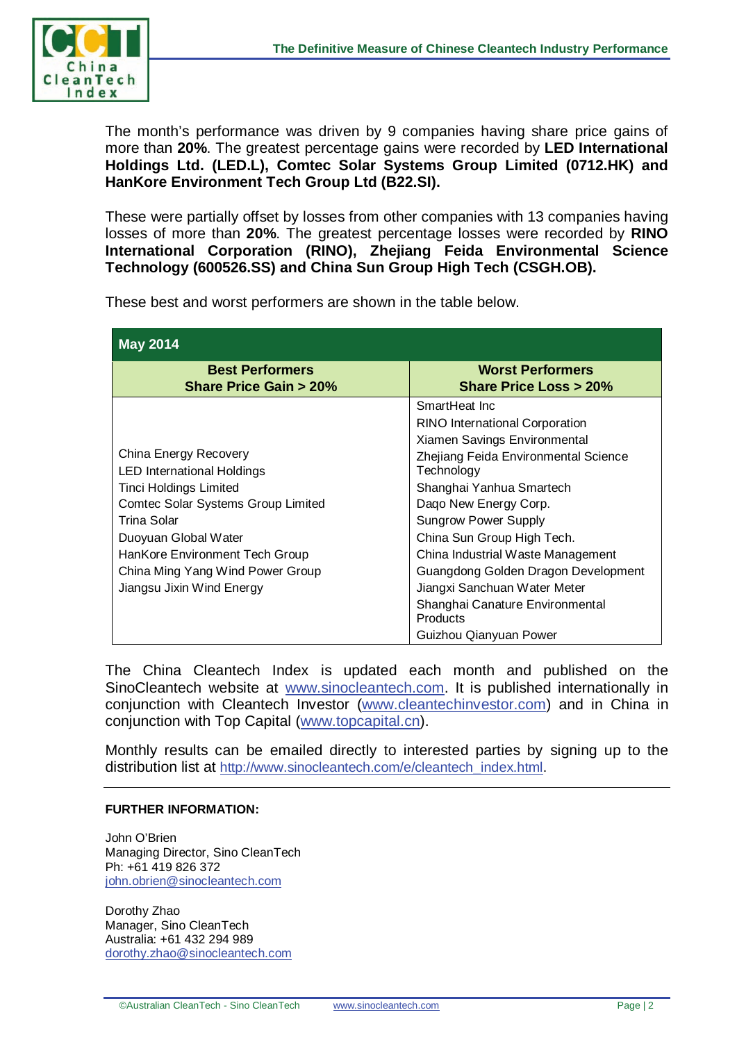The month's performance was driven by 9 companies having share price gains of more than **20%**. The greatest percentage gains were recorded by **LED International Holdings Ltd. (LED.L), Comtec Solar Systems Group Limited (0712.HK) and HanKore Environment Tech Group Ltd (B22.SI).**

These were partially offset by losses from other companies with 13 companies having losses of more than **20%**. The greatest percentage losses were recorded by **RINO International Corporation (RINO), Zhejiang Feida Environmental Science Technology (600526.SS) and China Sun Group High Tech (CSGH.OB).**

These best and worst performers are shown in the table below.

| **May 2014** | |
|---|---|
| **Best Performers<br>Share Price Gain > 20%** | **Worst Performers<br>Share Price Loss > 20%** |
| China Energy Recovery<br>LED International Holdings<br>Tinci Holdings Limited<br>Comtec Solar Systems Group Limited<br>Trina Solar<br>Duoyuan Global Water<br>HanKore Environment Tech Group<br>China Ming Yang Wind Power Group<br>Jiangsu Jixin Wind Energy | SmartHeat Inc<br>RINO International Corporation<br>Xiamen Savings Environmental<br>Zhejiang Feida Environmental Science Technology<br>Shanghai Yanhua Smartech<br>Daqo New Energy Corp.<br>Sungrow Power Supply<br>China Sun Group High Tech.<br>China Industrial Waste Management<br>Guangdong Golden Dragon Development<br>Jiangxi Sanchuan Water Meter<br>Shanghai Canature Environmental Products<br>Guizhou Qianyuan Power |

The China Cleantech Index is updated each month and published on the SinoCleantech website at www.sinocleantech.com. It is published internationally in conjunction with Cleantech Investor (www.cleantechinvestor.com) and in China in conjunction with Top Capital (www.topcapital.cn).

Monthly results can be emailed directly to interested parties by signing up to the distribution list at http://www.sinocleantech.com/e/cleantech_index.html.

---

**FURTHER INFORMATION:**

John O'Brien
Managing Director, Sino CleanTech
Ph: +61 419 826 372
john.obrien@sinocleantech.com

Dorothy Zhao
Manager, Sino CleanTech
Australia: +61 432 294 989
dorothy.zhao@sinocleantech.com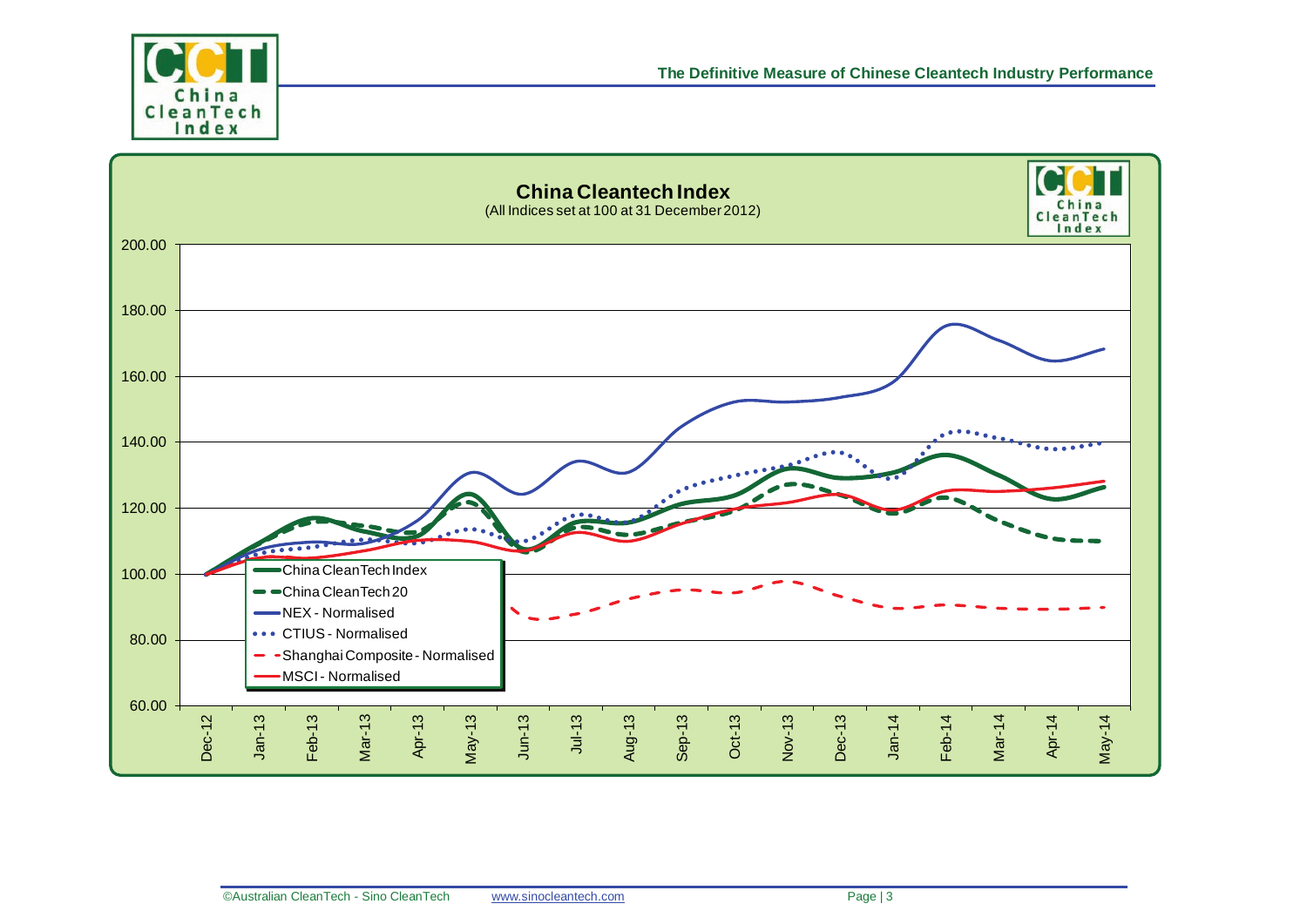The Definitive Measure of Chinese Cleantech Industry Performance

**China Cleantech Index**

(All Indices set at 100 at 31 December 2012)

200.00
180.00
160.00
140.00
120.00
100.00
80.00
60.00

Dec-12
Jan-13
Feb-13
Mar-13
Apr-13
May-13
Jun-13
Jul-13
Aug-13
Sep-13
Oct-13
Nov-13
Dec-13
Jan-14
Feb-14
Mar-14
Apr-14
May-14

China CleanTech Index
China CleanTech 20
NEX - Normalised
CTIUS - Normalised
Shanghai Composite - Normalised
MSCI - Normalised

©Australian CleanTech - Sino CleanTech    www.sinocleantech.com